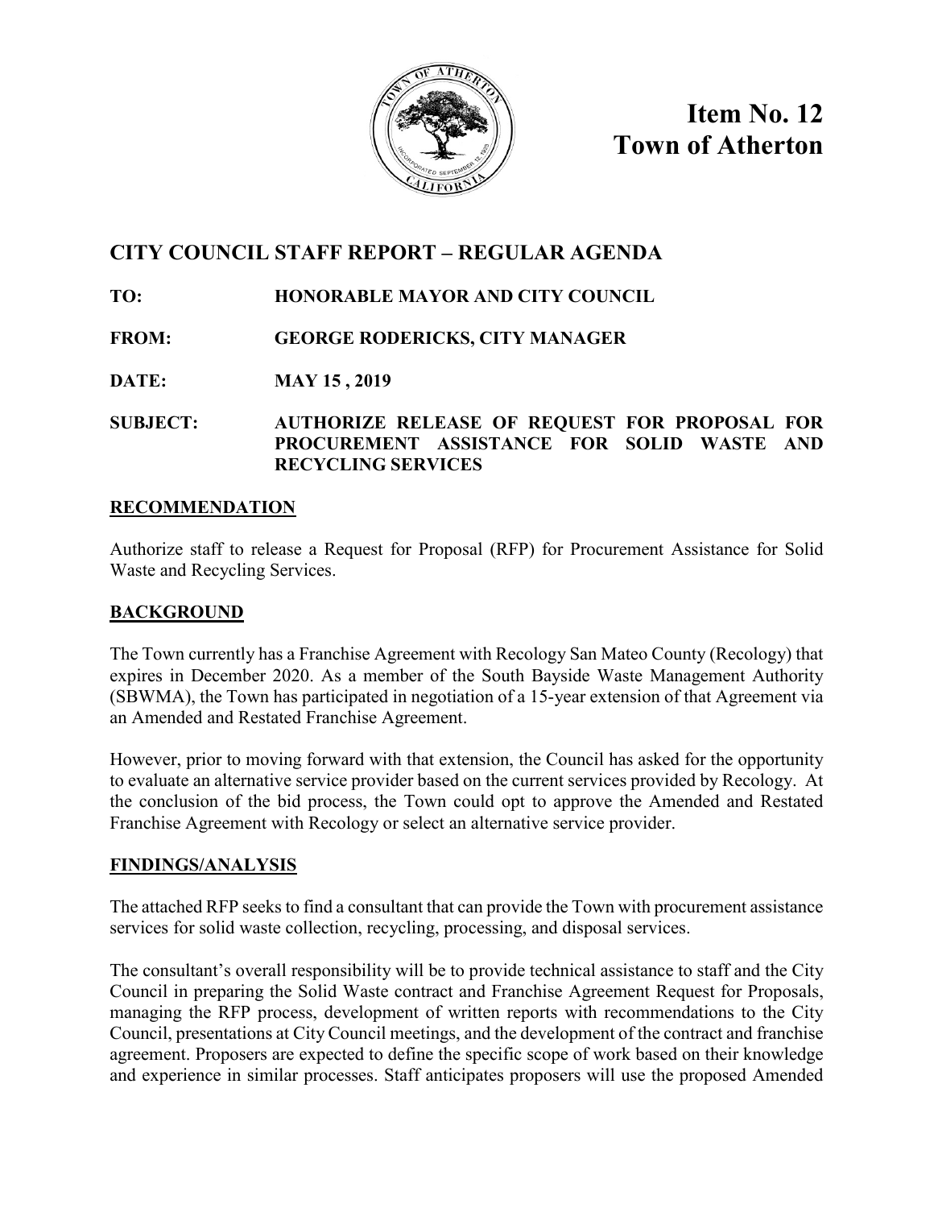# Item No. 12
# Town of Atherton

## CITY COUNCIL STAFF REPORT – REGULAR AGENDA

**TO:** HONORABLE MAYOR AND CITY COUNCIL

**FROM:** GEORGE RODERICKS, CITY MANAGER

**DATE:** MAY 15 , 2019

**SUBJECT:** AUTHORIZE RELEASE OF REQUEST FOR PROPOSAL FOR PROCUREMENT ASSISTANCE FOR SOLID WASTE AND RECYCLING SERVICES

### RECOMMENDATION

Authorize staff to release a Request for Proposal (RFP) for Procurement Assistance for Solid Waste and Recycling Services.

### BACKGROUND

The Town currently has a Franchise Agreement with Recology San Mateo County (Recology) that expires in December 2020. As a member of the South Bayside Waste Management Authority (SBWMA), the Town has participated in negotiation of a 15-year extension of that Agreement via an Amended and Restated Franchise Agreement.

However, prior to moving forward with that extension, the Council has asked for the opportunity to evaluate an alternative service provider based on the current services provided by Recology. At the conclusion of the bid process, the Town could opt to approve the Amended and Restated Franchise Agreement with Recology or select an alternative service provider.

### FINDINGS/ANALYSIS

The attached RFP seeks to find a consultant that can provide the Town with procurement assistance services for solid waste collection, recycling, processing, and disposal services.

The consultant's overall responsibility will be to provide technical assistance to staff and the City Council in preparing the Solid Waste contract and Franchise Agreement Request for Proposals, managing the RFP process, development of written reports with recommendations to the City Council, presentations at City Council meetings, and the development of the contract and franchise agreement. Proposers are expected to define the specific scope of work based on their knowledge and experience in similar processes. Staff anticipates proposers will use the proposed Amended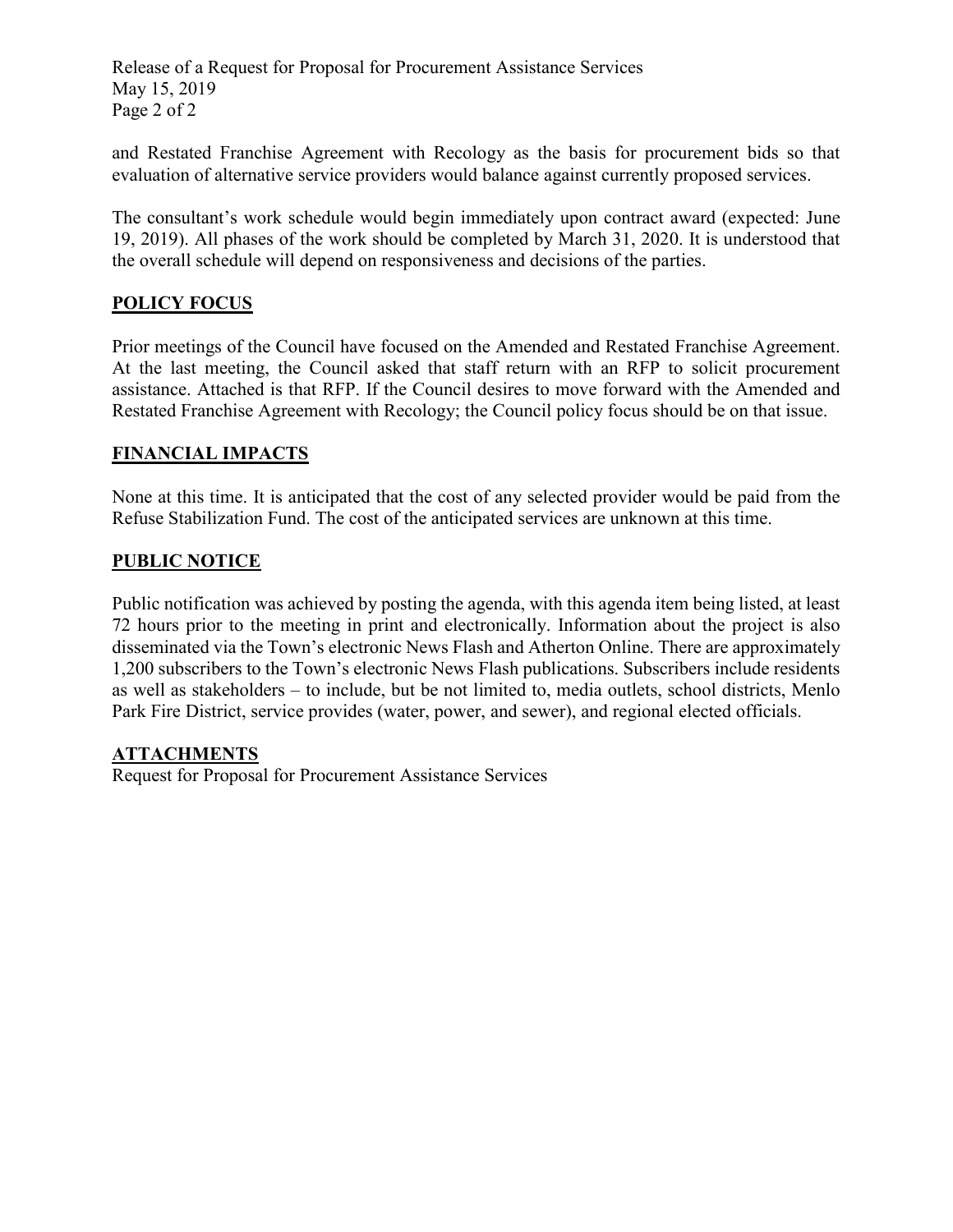and Restated Franchise Agreement with Recology as the basis for procurement bids so that evaluation of alternative service providers would balance against currently proposed services.

The consultant's work schedule would begin immediately upon contract award (expected: June 19, 2019). All phases of the work should be completed by March 31, 2020. It is understood that the overall schedule will depend on responsiveness and decisions of the parties.

## POLICY FOCUS

Prior meetings of the Council have focused on the Amended and Restated Franchise Agreement. At the last meeting, the Council asked that staff return with an RFP to solicit procurement assistance. Attached is that RFP. If the Council desires to move forward with the Amended and Restated Franchise Agreement with Recology; the Council policy focus should be on that issue.

## FINANCIAL IMPACTS

None at this time. It is anticipated that the cost of any selected provider would be paid from the Refuse Stabilization Fund. The cost of the anticipated services are unknown at this time.

## PUBLIC NOTICE

Public notification was achieved by posting the agenda, with this agenda item being listed, at least 72 hours prior to the meeting in print and electronically. Information about the project is also disseminated via the Town's electronic News Flash and Atherton Online. There are approximately 1,200 subscribers to the Town's electronic News Flash publications. Subscribers include residents as well as stakeholders – to include, but be not limited to, media outlets, school districts, Menlo Park Fire District, service provides (water, power, and sewer), and regional elected officials.

## ATTACHMENTS

Request for Proposal for Procurement Assistance Services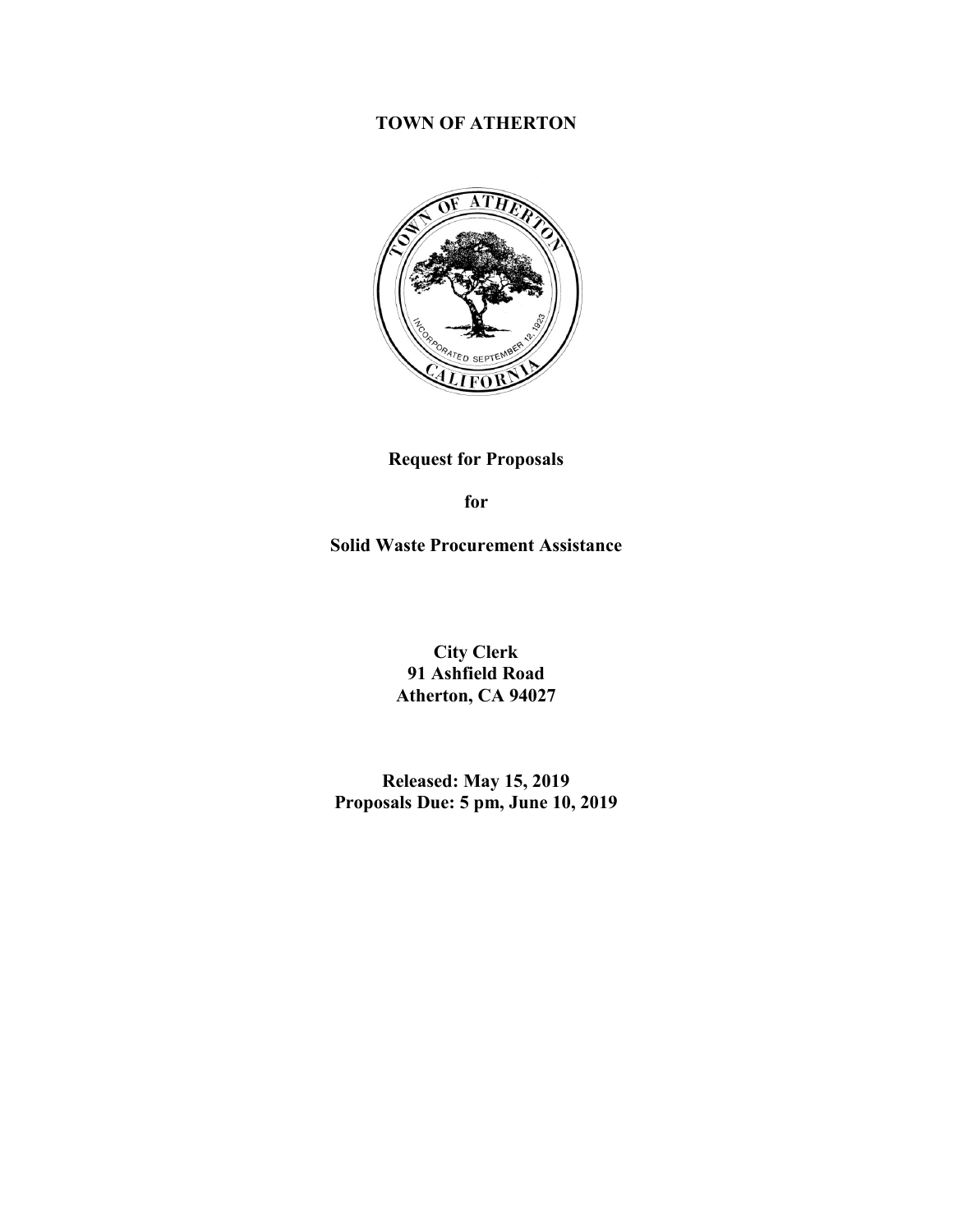# TOWN OF ATHERTON

## Request for Proposals

## for

## Solid Waste Procurement Assistance

**City Clerk**
**91 Ashfield Road**
**Atherton, CA 94027**

**Released: May 15, 2019**
**Proposals Due: 5 pm, June 10, 2019**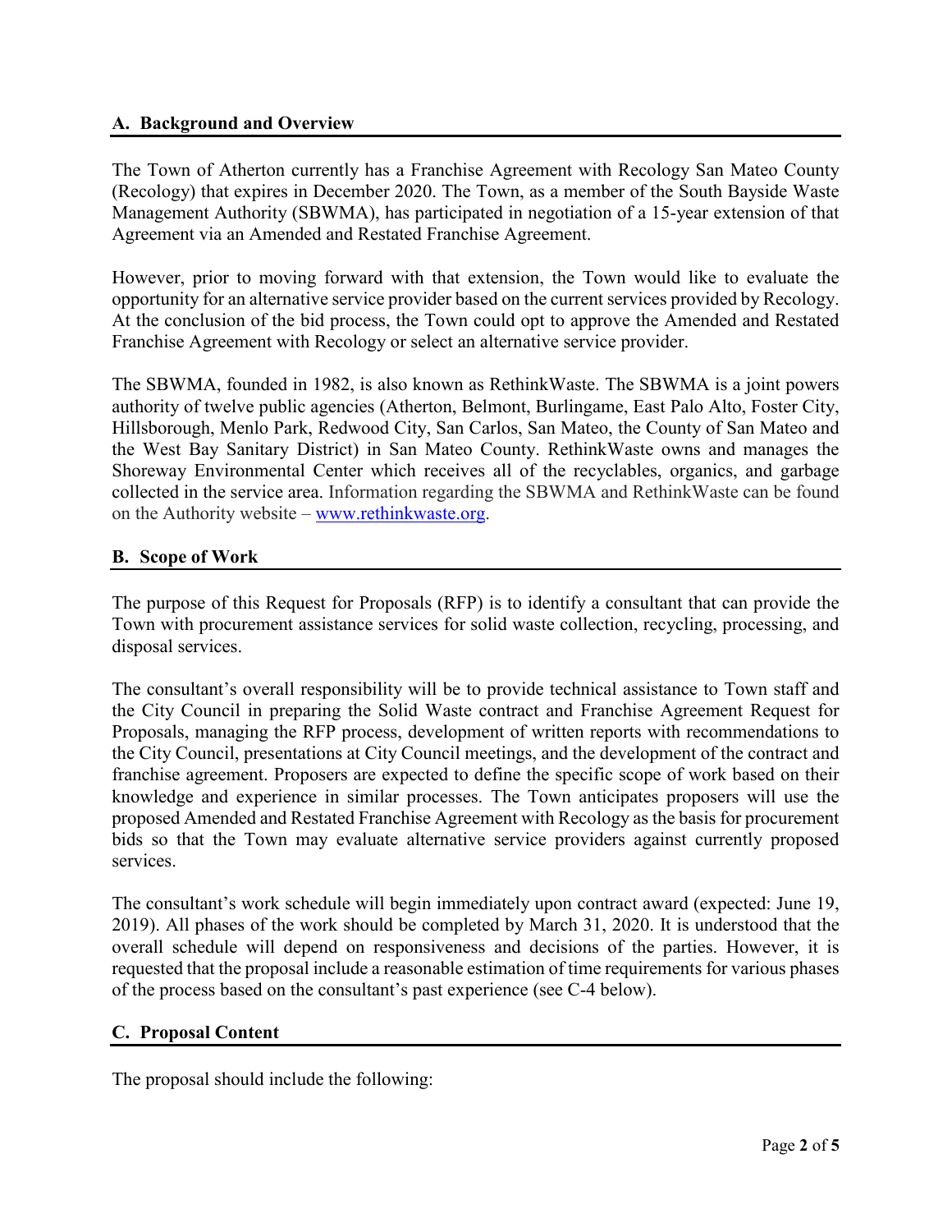## A. Background and Overview

The Town of Atherton currently has a Franchise Agreement with Recology San Mateo County (Recology) that expires in December 2020. The Town, as a member of the South Bayside Waste Management Authority (SBWMA), has participated in negotiation of a 15-year extension of that Agreement via an Amended and Restated Franchise Agreement.

However, prior to moving forward with that extension, the Town would like to evaluate the opportunity for an alternative service provider based on the current services provided by Recology. At the conclusion of the bid process, the Town could opt to approve the Amended and Restated Franchise Agreement with Recology or select an alternative service provider.

The SBWMA, founded in 1982, is also known as RethinkWaste. The SBWMA is a joint powers authority of twelve public agencies (Atherton, Belmont, Burlingame, East Palo Alto, Foster City, Hillsborough, Menlo Park, Redwood City, San Carlos, San Mateo, the County of San Mateo and the West Bay Sanitary District) in San Mateo County. RethinkWaste owns and manages the Shoreway Environmental Center which receives all of the recyclables, organics, and garbage collected in the service area. Information regarding the SBWMA and RethinkWaste can be found on the Authority website – [www.rethinkwaste.org](http://www.rethinkwaste.org).

## B. Scope of Work

The purpose of this Request for Proposals (RFP) is to identify a consultant that can provide the Town with procurement assistance services for solid waste collection, recycling, processing, and disposal services.

The consultant's overall responsibility will be to provide technical assistance to Town staff and the City Council in preparing the Solid Waste contract and Franchise Agreement Request for Proposals, managing the RFP process, development of written reports with recommendations to the City Council, presentations at City Council meetings, and the development of the contract and franchise agreement. Proposers are expected to define the specific scope of work based on their knowledge and experience in similar processes. The Town anticipates proposers will use the proposed Amended and Restated Franchise Agreement with Recology as the basis for procurement bids so that the Town may evaluate alternative service providers against currently proposed services.

The consultant's work schedule will begin immediately upon contract award (expected: June 19, 2019). All phases of the work should be completed by March 31, 2020. It is understood that the overall schedule will depend on responsiveness and decisions of the parties. However, it is requested that the proposal include a reasonable estimation of time requirements for various phases of the process based on the consultant's past experience (see C-4 below).

## C. Proposal Content

The proposal should include the following: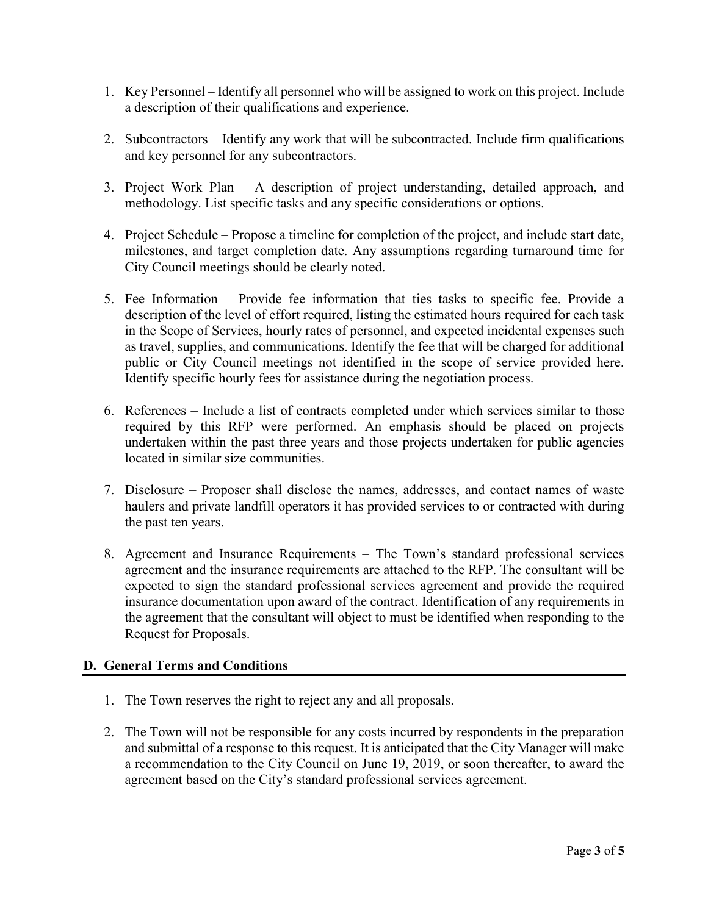1. Key Personnel – Identify all personnel who will be assigned to work on this project. Include a description of their qualifications and experience.

2. Subcontractors – Identify any work that will be subcontracted. Include firm qualifications and key personnel for any subcontractors.

3. Project Work Plan – A description of project understanding, detailed approach, and methodology. List specific tasks and any specific considerations or options.

4. Project Schedule – Propose a timeline for completion of the project, and include start date, milestones, and target completion date. Any assumptions regarding turnaround time for City Council meetings should be clearly noted.

5. Fee Information – Provide fee information that ties tasks to specific fee. Provide a description of the level of effort required, listing the estimated hours required for each task in the Scope of Services, hourly rates of personnel, and expected incidental expenses such as travel, supplies, and communications. Identify the fee that will be charged for additional public or City Council meetings not identified in the scope of service provided here. Identify specific hourly fees for assistance during the negotiation process.

6. References – Include a list of contracts completed under which services similar to those required by this RFP were performed. An emphasis should be placed on projects undertaken within the past three years and those projects undertaken for public agencies located in similar size communities.

7. Disclosure – Proposer shall disclose the names, addresses, and contact names of waste haulers and private landfill operators it has provided services to or contracted with during the past ten years.

8. Agreement and Insurance Requirements – The Town's standard professional services agreement and the insurance requirements are attached to the RFP. The consultant will be expected to sign the standard professional services agreement and provide the required insurance documentation upon award of the contract. Identification of any requirements in the agreement that the consultant will object to must be identified when responding to the Request for Proposals.

## D. General Terms and Conditions

1. The Town reserves the right to reject any and all proposals.

2. The Town will not be responsible for any costs incurred by respondents in the preparation and submittal of a response to this request. It is anticipated that the City Manager will make a recommendation to the City Council on June 19, 2019, or soon thereafter, to award the agreement based on the City's standard professional services agreement.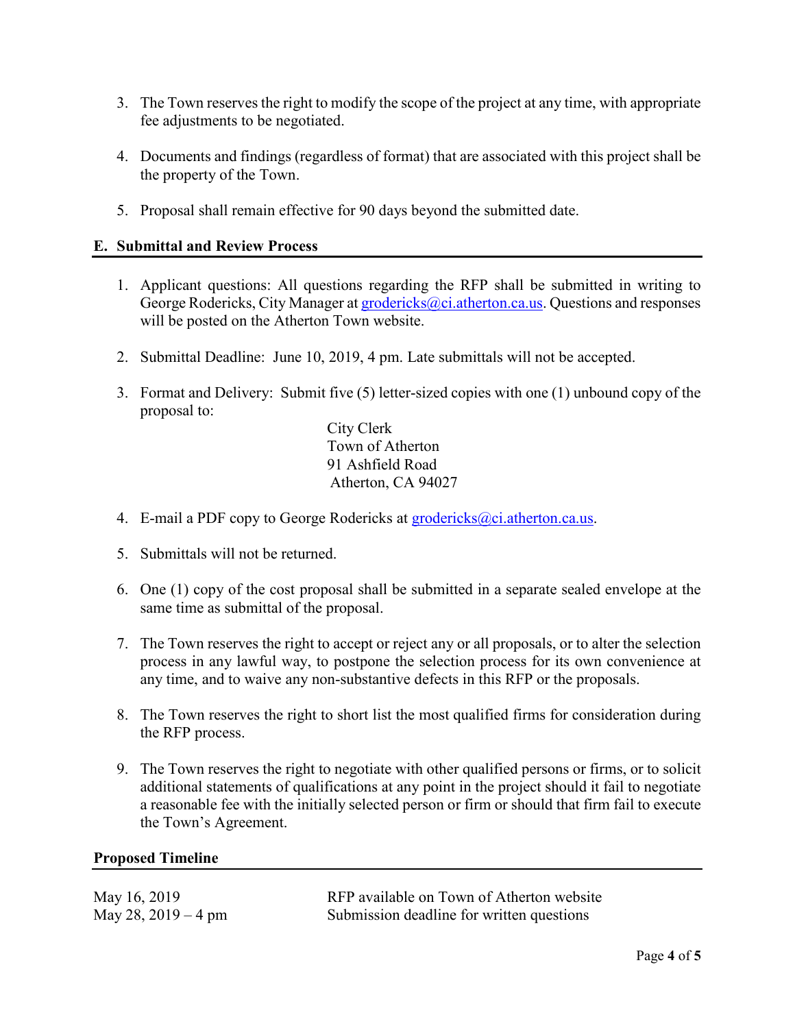3. The Town reserves the right to modify the scope of the project at any time, with appropriate fee adjustments to be negotiated.

4. Documents and findings (regardless of format) that are associated with this project shall be the property of the Town.

5. Proposal shall remain effective for 90 days beyond the submitted date.

## E. Submittal and Review Process

1. Applicant questions: All questions regarding the RFP shall be submitted in writing to George Rodericks, City Manager at grodericks@ci.atherton.ca.us. Questions and responses will be posted on the Atherton Town website.

2. Submittal Deadline: June 10, 2019, 4 pm. Late submittals will not be accepted.

3. Format and Delivery: Submit five (5) letter-sized copies with one (1) unbound copy of the proposal to:

   City Clerk
   Town of Atherton
   91 Ashfield Road
   Atherton, CA 94027

4. E-mail a PDF copy to George Rodericks at grodericks@ci.atherton.ca.us.

5. Submittals will not be returned.

6. One (1) copy of the cost proposal shall be submitted in a separate sealed envelope at the same time as submittal of the proposal.

7. The Town reserves the right to accept or reject any or all proposals, or to alter the selection process in any lawful way, to postpone the selection process for its own convenience at any time, and to waive any non-substantive defects in this RFP or the proposals.

8. The Town reserves the right to short list the most qualified firms for consideration during the RFP process.

9. The Town reserves the right to negotiate with other qualified persons or firms, or to solicit additional statements of qualifications at any point in the project should it fail to negotiate a reasonable fee with the initially selected person or firm or should that firm fail to execute the Town's Agreement.

## Proposed Timeline

| | |
|---|---|
| May 16, 2019 | RFP available on Town of Atherton website |
| May 28, 2019 – 4 pm | Submission deadline for written questions |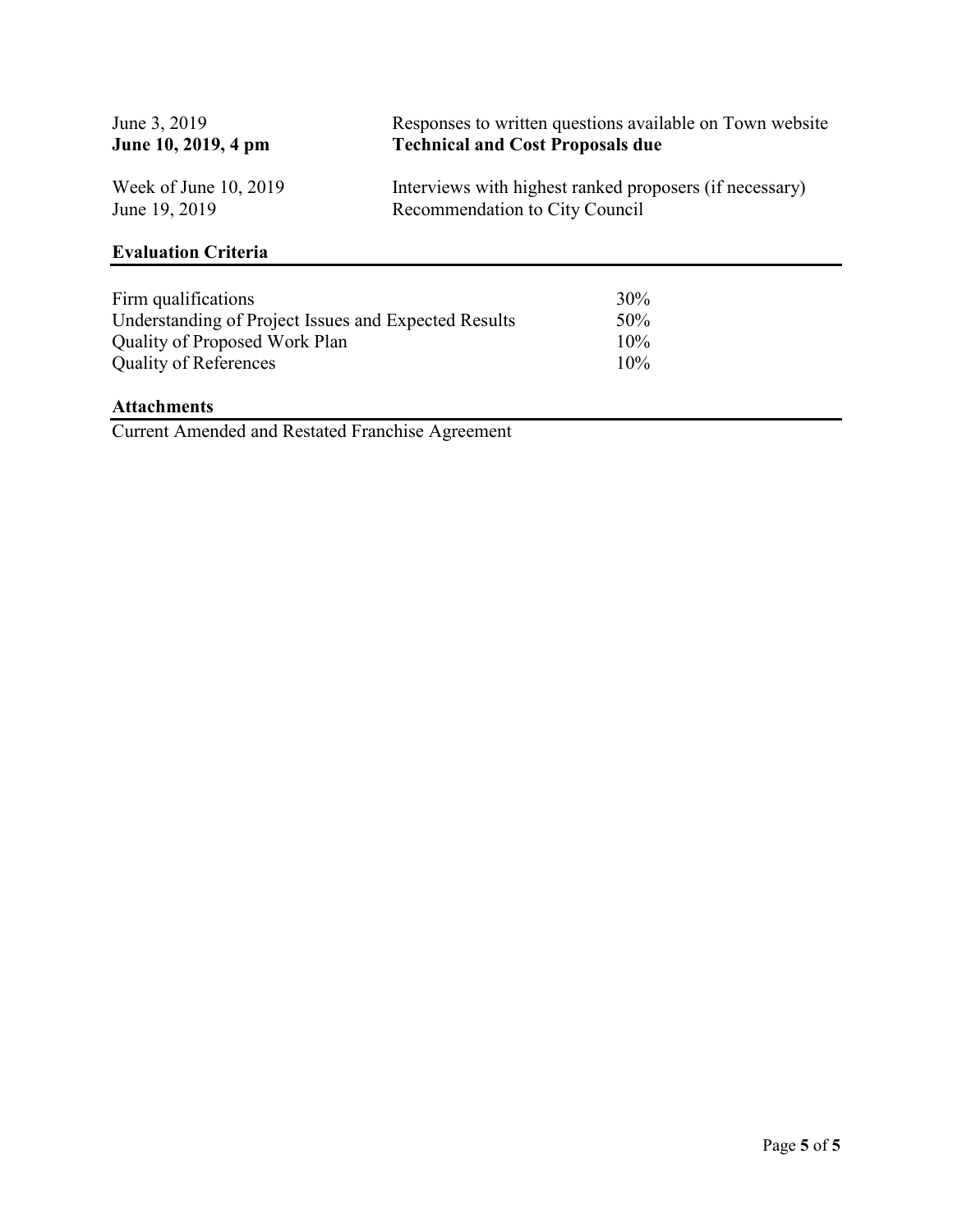| | |
|---|---|
| June 3, 2019 | Responses to written questions available on Town website |
| **June 10, 2019, 4 pm** | **Technical and Cost Proposals due** |
| Week of June 10, 2019 | Interviews with highest ranked proposers (if necessary) |
| June 19, 2019 | Recommendation to City Council |

## Evaluation Criteria

| | |
|---|---|
| Firm qualifications | 30% |
| Understanding of Project Issues and Expected Results | 50% |
| Quality of Proposed Work Plan | 10% |
| Quality of References | 10% |

## Attachments

Current Amended and Restated Franchise Agreement